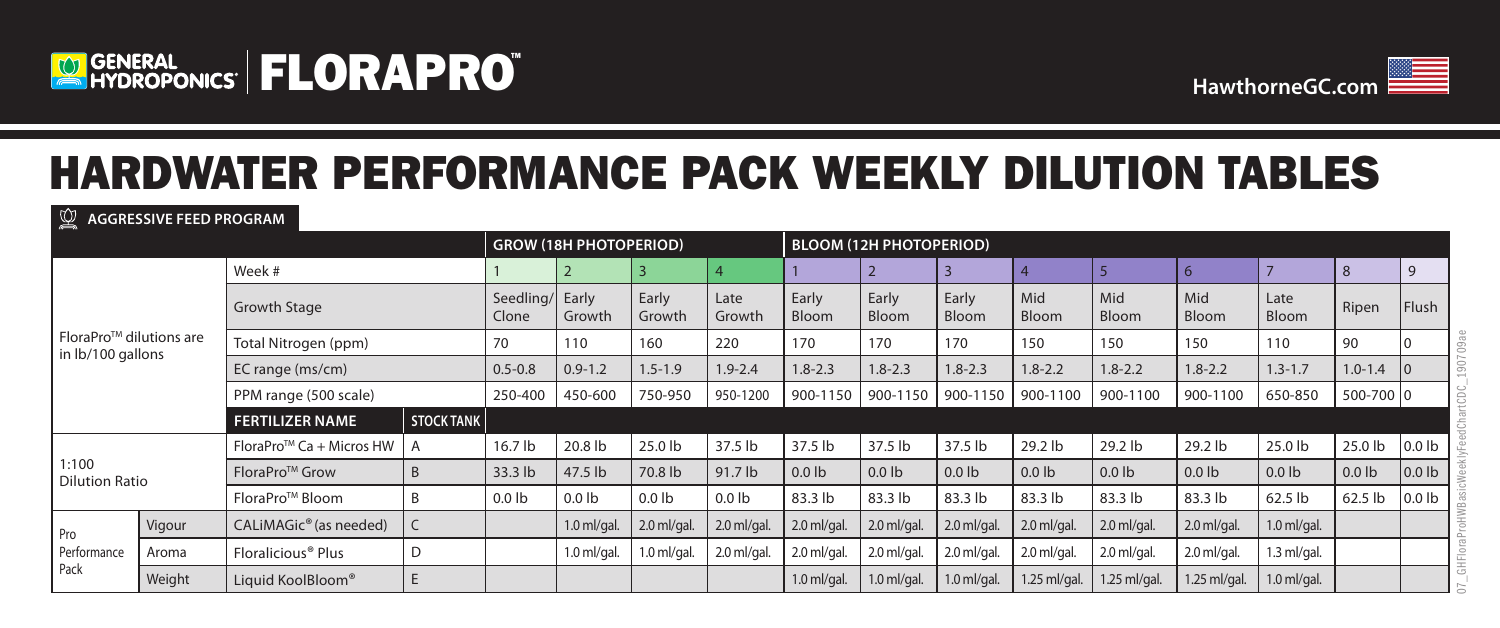GENERAL HYDROPONICS | FLORAPRO™

HawthorneGC.com

# HARDWATER PERFORMANCE PACK WEEKLY DILUTION TABLES

**AGGRESSIVE FEED PROGRAM**

| | | | | GROW (18H PHOTOPERIOD) | | | | BLOOM (12H PHOTOPERIOD) | | | | | | | | |
|---|---|---|---|---|---|---|---|---|---|---|---|---|---|---|---|---|
| FloraPro™ dilutions are in lb/100 gallons | | Week # | | 1 | 2 | 3 | 4 | 1 | 2 | 3 | 4 | 5 | 6 | 7 | 8 | 9 |
| | | Growth Stage | | Seedling/ Clone | Early Growth | Early Growth | Late Growth | Early Bloom | Early Bloom | Early Bloom | Mid Bloom | Mid Bloom | Mid Bloom | Late Bloom | Ripen | Flush |
| | | Total Nitrogen (ppm) | | 70 | 110 | 160 | 220 | 170 | 170 | 170 | 150 | 150 | 150 | 110 | 90 | 0 |
| | | EC range (ms/cm) | | 0.5-0.8 | 0.9-1.2 | 1.5-1.9 | 1.9-2.4 | 1.8-2.3 | 1.8-2.3 | 1.8-2.3 | 1.8-2.2 | 1.8-2.2 | 1.8-2.2 | 1.3-1.7 | 1.0-1.4 | 0 |
| | | PPM range (500 scale) | | 250-400 | 450-600 | 750-950 | 950-1200 | 900-1150 | 900-1150 | 900-1150 | 900-1100 | 900-1100 | 900-1100 | 650-850 | 500-700 | 0 |
| | | **FERTILIZER NAME** | **STOCK TANK** | | | | | | | | | | | | | |
| 1:100 Dilution Ratio | | FloraPro™ Ca + Micros HW | A | 16.7 lb | 20.8 lb | 25.0 lb | 37.5 lb | 37.5 lb | 37.5 lb | 37.5 lb | 29.2 lb | 29.2 lb | 29.2 lb | 25.0 lb | 25.0 lb | 0.0 lb |
| | | FloraPro™ Grow | B | 33.3 lb | 47.5 lb | 70.8 lb | 91.7 lb | 0.0 lb | 0.0 lb | 0.0 lb | 0.0 lb | 0.0 lb | 0.0 lb | 0.0 lb | 0.0 lb | 0.0 lb |
| | | FloraPro™ Bloom | B | 0.0 lb | 0.0 lb | 0.0 lb | 0.0 lb | 83.3 lb | 83.3 lb | 83.3 lb | 83.3 lb | 83.3 lb | 83.3 lb | 62.5 lb | 62.5 lb | 0.0 lb |
| Pro Performance Pack | Vigour | CALiMAGic® (as needed) | C | | 1.0 ml/gal. | 2.0 ml/gal. | 2.0 ml/gal. | 2.0 ml/gal. | 2.0 ml/gal. | 2.0 ml/gal. | 2.0 ml/gal. | 2.0 ml/gal. | 2.0 ml/gal. | 1.0 ml/gal. | | |
| | Aroma | Floralicious® Plus | D | | 1.0 ml/gal. | 1.0 ml/gal. | 2.0 ml/gal. | 2.0 ml/gal. | 2.0 ml/gal. | 2.0 ml/gal. | 2.0 ml/gal. | 2.0 ml/gal. | 2.0 ml/gal. | 1.3 ml/gal. | | |
| | Weight | Liquid KoolBloom® | E | | | | | 1.0 ml/gal. | 1.0 ml/gal. | 1.0 ml/gal. | 1.25 ml/gal. | 1.25 ml/gal. | 1.25 ml/gal. | 1.0 ml/gal. | | |

07_GHFloraProHWBasicWeeklyFeedChartCDC_190709ae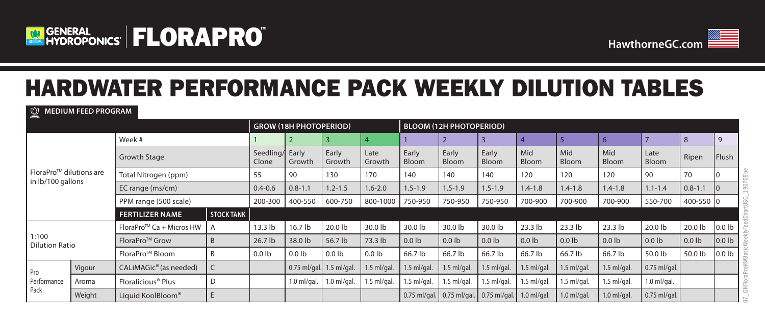GENERAL HYDROPONICS | FLORAPRO™

HawthorneGC.com

# HARDWATER PERFORMANCE PACK WEEKLY DILUTION TABLES

**MEDIUM FEED PROGRAM**

| | | | | GROW (18H PHOTOPERIOD) | | | | BLOOM (12H PHOTOPERIOD) | | | | | | | | |
|---|---|---|---|---|---|---|---|---|---|---|---|---|---|---|---|---|
| FloraPro™ dilutions are in lb/100 gallons | | Week # | | 1 | 2 | 3 | 4 | 1 | 2 | 3 | 4 | 5 | 6 | 7 | 8 | 9 |
| | | Growth Stage | | Seedling/ Clone | Early Growth | Early Growth | Late Growth | Early Bloom | Early Bloom | Early Bloom | Mid Bloom | Mid Bloom | Mid Bloom | Late Bloom | Ripen | Flush |
| | | Total Nitrogen (ppm) | | 55 | 90 | 130 | 170 | 140 | 140 | 140 | 120 | 120 | 120 | 90 | 70 | 0 |
| | | EC range (ms/cm) | | 0.4-0.6 | 0.8-1.1 | 1.2-1.5 | 1.6-2.0 | 1.5-1.9 | 1.5-1.9 | 1.5-1.9 | 1.4-1.8 | 1.4-1.8 | 1.4-1.8 | 1.1-1.4 | 0.8-1.1 | 0 |
| | | PPM range (500 scale) | | 200-300 | 400-550 | 600-750 | 800-1000 | 750-950 | 750-950 | 750-950 | 700-900 | 700-900 | 700-900 | 550-700 | 400-550 | 0 |
| | | **FERTILIZER NAME** | **STOCK TANK** | | | | | | | | | | | | | |
| 1:100 Dilution Ratio | | FloraPro™ Ca + Micros HW | A | 13.3 lb | 16.7 lb | 20.0 lb | 30.0 lb | 30.0 lb | 30.0 lb | 30.0 lb | 23.3 lb | 23.3 lb | 23.3 lb | 20.0 lb | 20.0 lb | 0.0 lb |
| | | FloraPro™ Grow | B | 26.7 lb | 38.0 lb | 56.7 lb | 73.3 lb | 0.0 lb | 0.0 lb | 0.0 lb | 0.0 lb | 0.0 lb | 0.0 lb | 0.0 lb | 0.0 lb | 0.0 lb |
| | | FloraPro™ Bloom | B | 0.0 lb | 0.0 lb | 0.0 lb | 0.0 lb | 66.7 lb | 66.7 lb | 66.7 lb | 66.7 lb | 66.7 lb | 66.7 lb | 50.0 lb | 50.0 lb | 0.0 lb |
| Pro Performance Pack | Vigour | CALiMAGic® (as needed) | C | | 0.75 ml/gal. | 1.5 ml/gal. | 1.5 ml/gal. | 1.5 ml/gal. | 1.5 ml/gal. | 1.5 ml/gal. | 1.5 ml/gal. | 1.5 ml/gal. | 1.5 ml/gal. | 0.75 ml/gal. | | |
| | Aroma | Floralicious® Plus | D | | 1.0 ml/gal. | 1.0 ml/gal. | 1.5 ml/gal. | 1.5 ml/gal. | 1.5 ml/gal. | 1.5 ml/gal. | 1.5 ml/gal. | 1.5 ml/gal. | 1.5 ml/gal. | 1.0 ml/gal. | | |
| | Weight | Liquid KoolBloom® | E | | | | | 0.75 ml/gal. | 0.75 ml/gal. | 0.75 ml/gal. | 1.0 ml/gal. | 1.0 ml/gal. | 1.0 ml/gal. | 0.75 ml/gal. | | |

07_GHFloraProHWBasicWeeklyFeedChartUSC_190709be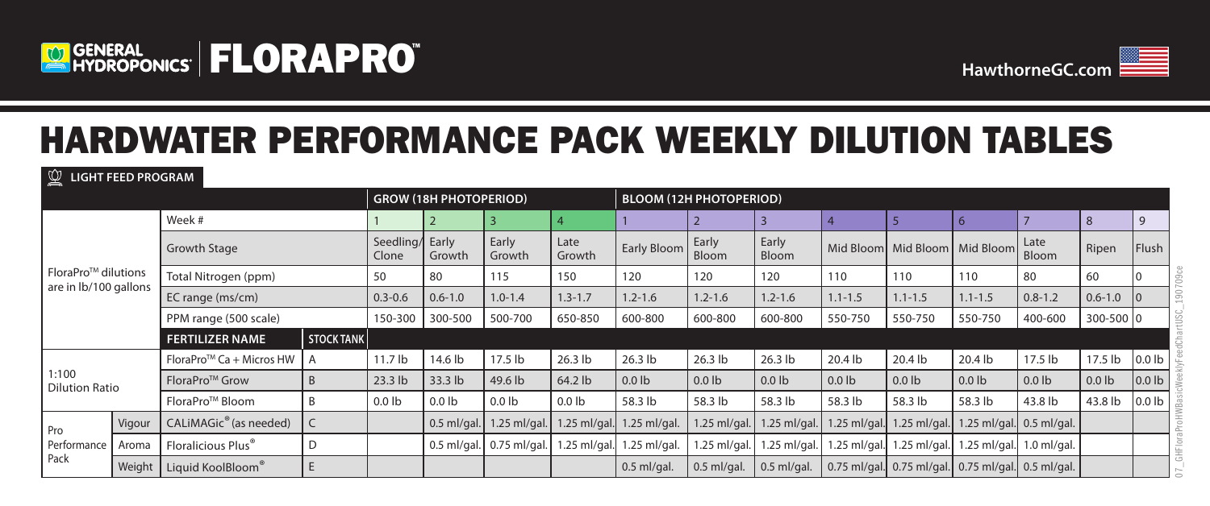GENERAL HYDROPONICS | FLORAPRO™

HawthorneGC.com

# HARDWATER PERFORMANCE PACK WEEKLY DILUTION TABLES

**LIGHT FEED PROGRAM**

| | | | | GROW (18H PHOTOPERIOD) | | | | BLOOM (12H PHOTOPERIOD) | | | | | | | | |
|---|---|---|---|---|---|---|---|---|---|---|---|---|---|---|---|---|
| FloraPro™ dilutions are in lb/100 gallons | | Week # | | 1 | 2 | 3 | 4 | 1 | 2 | 3 | 4 | 5 | 6 | 7 | 8 | 9 |
| | | Growth Stage | | Seedling/ Clone | Early Growth | Early Growth | Late Growth | Early Bloom | Early Bloom | Early Bloom | Mid Bloom | Mid Bloom | Mid Bloom | Late Bloom | Ripen | Flush |
| | | Total Nitrogen (ppm) | | 50 | 80 | 115 | 150 | 120 | 120 | 120 | 110 | 110 | 110 | 80 | 60 | 0 |
| | | EC range (ms/cm) | | 0.3-0.6 | 0.6-1.0 | 1.0-1.4 | 1.3-1.7 | 1.2-1.6 | 1.2-1.6 | 1.2-1.6 | 1.1-1.5 | 1.1-1.5 | 1.1-1.5 | 0.8-1.2 | 0.6-1.0 | 0 |
| | | PPM range (500 scale) | | 150-300 | 300-500 | 500-700 | 650-850 | 600-800 | 600-800 | 600-800 | 550-750 | 550-750 | 550-750 | 400-600 | 300-500 | 0 |
| | | **FERTILIZER NAME** | **STOCK TANK** | | | | | | | | | | | | | |
| 1:100 Dilution Ratio | | FloraPro™ Ca + Micros HW | A | 11.7 lb | 14.6 lb | 17.5 lb | 26.3 lb | 26.3 lb | 26.3 lb | 26.3 lb | 20.4 lb | 20.4 lb | 20.4 lb | 17.5 lb | 17.5 lb | 0.0 lb |
| | | FloraPro™ Grow | B | 23.3 lb | 33.3 lb | 49.6 lb | 64.2 lb | 0.0 lb | 0.0 lb | 0.0 lb | 0.0 lb | 0.0 lb | 0.0 lb | 0.0 lb | 0.0 lb | 0.0 lb |
| | | FloraPro™ Bloom | B | 0.0 lb | 0.0 lb | 0.0 lb | 0.0 lb | 58.3 lb | 58.3 lb | 58.3 lb | 58.3 lb | 58.3 lb | 58.3 lb | 43.8 lb | 43.8 lb | 0.0 lb |
| Pro Performance Pack | Vigour | CALiMAGic® (as needed) | C | | 0.5 ml/gal. | 1.25 ml/gal. | 1.25 ml/gal. | 1.25 ml/gal. | 1.25 ml/gal. | 1.25 ml/gal. | 1.25 ml/gal. | 1.25 ml/gal. | 1.25 ml/gal. | 0.5 ml/gal. | | |
| | Aroma | Floralicious Plus® | D | | 0.5 ml/gal. | 0.75 ml/gal. | 1.25 ml/gal. | 1.25 ml/gal. | 1.25 ml/gal. | 1.25 ml/gal. | 1.25 ml/gal. | 1.25 ml/gal. | 1.25 ml/gal. | 1.0 ml/gal. | | |
| | Weight | Liquid KoolBloom® | E | | | | | 0.5 ml/gal. | 0.5 ml/gal. | 0.5 ml/gal. | 0.75 ml/gal. | 0.75 ml/gal. | 0.75 ml/gal. | 0.5 ml/gal. | | |

07_GHFloraProHWBasicWeeklyFeedChartUSC_190709ce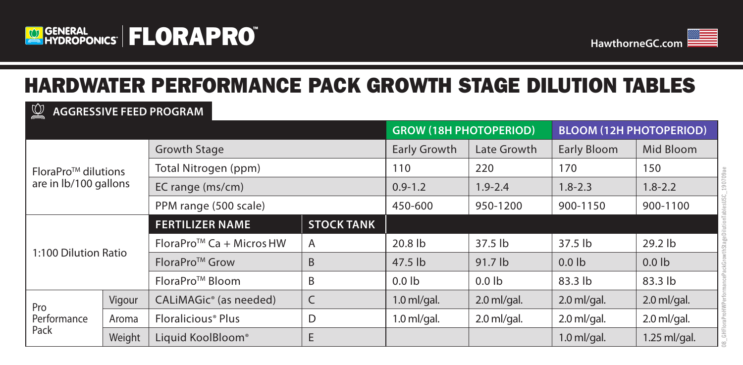GENERAL HYDROPONICS | FLORAPRO™

HawthorneGC.com

# HARDWATER PERFORMANCE PACK GROWTH STAGE DILUTION TABLES

## AGGRESSIVE FEED PROGRAM

| | | | | GROW (18H PHOTOPERIOD) | | BLOOM (12H PHOTOPERIOD) | |
|---|---|---|---|---|---|---|---|
| FloraPro™ dilutions are in lb/100 gallons | | Growth Stage | | Early Growth | Late Growth | Early Bloom | Mid Bloom |
| | | Total Nitrogen (ppm) | | 110 | 220 | 170 | 150 |
| | | EC range (ms/cm) | | 0.9-1.2 | 1.9-2.4 | 1.8-2.3 | 1.8-2.2 |
| | | PPM range (500 scale) | | 450-600 | 950-1200 | 900-1150 | 900-1100 |
| 1:100 Dilution Ratio | | **FERTILIZER NAME** | **STOCK TANK** | | | | |
| | | FloraPro™ Ca + Micros HW | A | 20.8 lb | 37.5 lb | 37.5 lb | 29.2 lb |
| | | FloraPro™ Grow | B | 47.5 lb | 91.7 lb | 0.0 lb | 0.0 lb |
| | | FloraPro™ Bloom | B | 0.0 lb | 0.0 lb | 83.3 lb | 83.3 lb |
| Pro Performance Pack | Vigour | CALiMAGic® (as needed) | C | 1.0 ml/gal. | 2.0 ml/gal. | 2.0 ml/gal. | 2.0 ml/gal. |
| | Aroma | Floralicious® Plus | D | 1.0 ml/gal. | 2.0 ml/gal. | 2.0 ml/gal. | 2.0 ml/gal. |
| | Weight | Liquid KoolBloom® | E | | | 1.0 ml/gal. | 1.25 ml/gal. |

08_GHFloraProHWPerformancePackGrowthStageDilutionTablesUSC_190709ae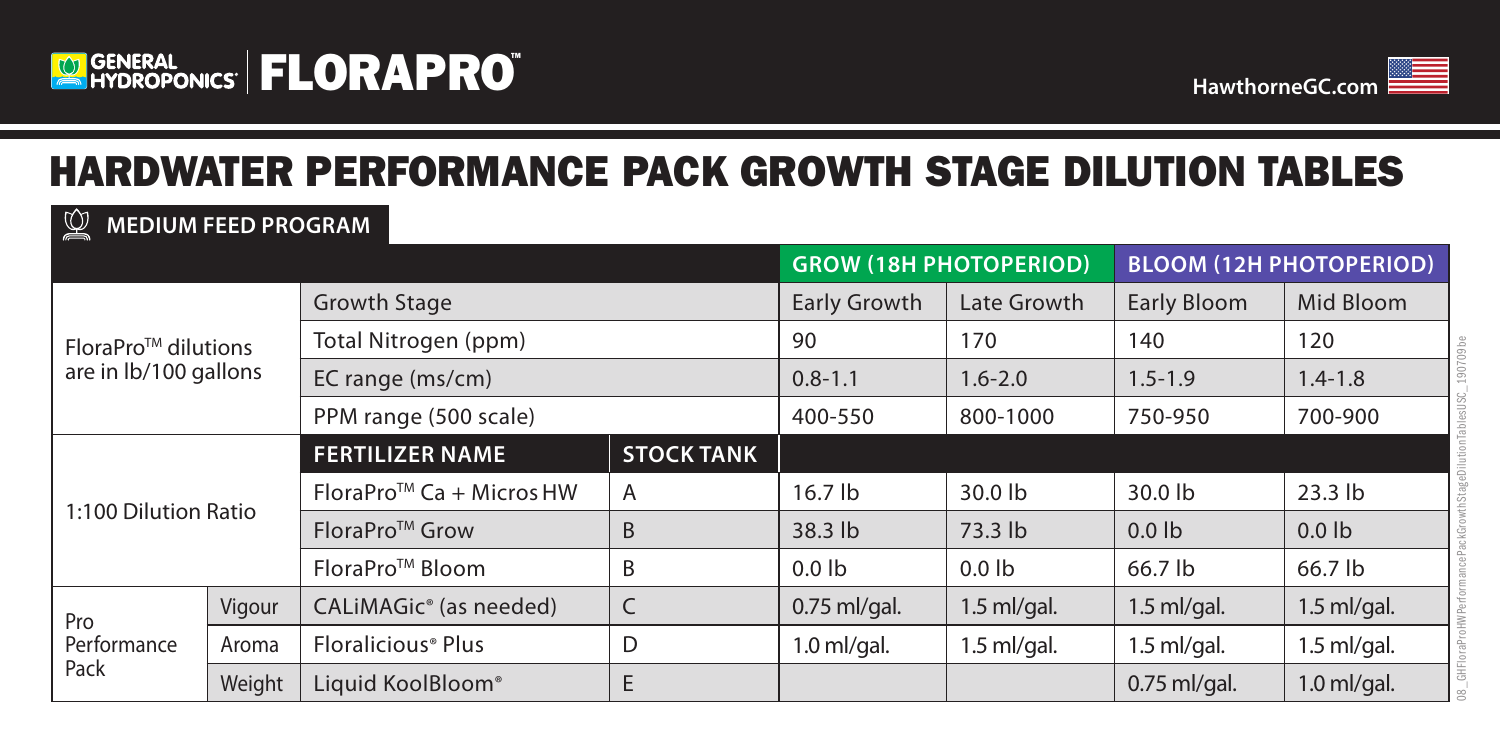GENERAL HYDROPONICS | FLORAPRO™

HawthorneGC.com

# HARDWATER PERFORMANCE PACK GROWTH STAGE DILUTION TABLES

## MEDIUM FEED PROGRAM

| | | | | GROW (18H PHOTOPERIOD) | | BLOOM (12H PHOTOPERIOD) | |
|---|---|---|---|---|---|---|---|
| FloraPro™ dilutions are in lb/100 gallons | | Growth Stage | | Early Growth | Late Growth | Early Bloom | Mid Bloom |
| | | Total Nitrogen (ppm) | | 90 | 170 | 140 | 120 |
| | | EC range (ms/cm) | | 0.8-1.1 | 1.6-2.0 | 1.5-1.9 | 1.4-1.8 |
| | | PPM range (500 scale) | | 400-550 | 800-1000 | 750-950 | 700-900 |
| 1:100 Dilution Ratio | | **FERTILIZER NAME** | **STOCK TANK** | | | | |
| | | FloraPro™ Ca + Micros HW | A | 16.7 lb | 30.0 lb | 30.0 lb | 23.3 lb |
| | | FloraPro™ Grow | B | 38.3 lb | 73.3 lb | 0.0 lb | 0.0 lb |
| | | FloraPro™ Bloom | B | 0.0 lb | 0.0 lb | 66.7 lb | 66.7 lb |
| Pro Performance Pack | Vigour | CALiMAGic® (as needed) | C | 0.75 ml/gal. | 1.5 ml/gal. | 1.5 ml/gal. | 1.5 ml/gal. |
| | Aroma | Floralicious® Plus | D | 1.0 ml/gal. | 1.5 ml/gal. | 1.5 ml/gal. | 1.5 ml/gal. |
| | Weight | Liquid KoolBloom® | E | | | 0.75 ml/gal. | 1.0 ml/gal. |

08_GHFloraProHWPerformancePackGrowthStageDilutionTablesUSC_190709.be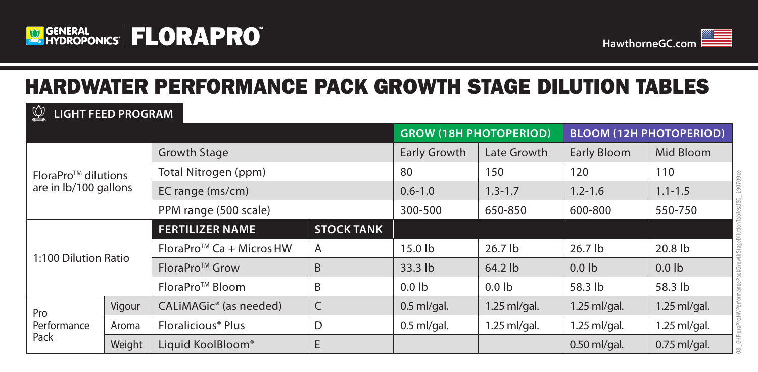# HARDWATER PERFORMANCE PACK GROWTH STAGE DILUTION TABLES

## LIGHT FEED PROGRAM

| | | | | GROW (18H PHOTOPERIOD) | | BLOOM (12H PHOTOPERIOD) | |
|---|---|---|---|---|---|---|---|
| FloraPro™ dilutions are in lb/100 gallons | | Growth Stage | | Early Growth | Late Growth | Early Bloom | Mid Bloom |
| | | Total Nitrogen (ppm) | | 80 | 150 | 120 | 110 |
| | | EC range (ms/cm) | | 0.6-1.0 | 1.3-1.7 | 1.2-1.6 | 1.1-1.5 |
| | | PPM range (500 scale) | | 300-500 | 650-850 | 600-800 | 550-750 |
| 1:100 Dilution Ratio | | **FERTILIZER NAME** | **STOCK TANK** | | | | |
| | | FloraPro™ Ca + Micros HW | A | 15.0 lb | 26.7 lb | 26.7 lb | 20.8 lb |
| | | FloraPro™ Grow | B | 33.3 lb | 64.2 lb | 0.0 lb | 0.0 lb |
| | | FloraPro™ Bloom | B | 0.0 lb | 0.0 lb | 58.3 lb | 58.3 lb |
| Pro Performance Pack | Vigour | CALiMAGic® (as needed) | C | 0.5 ml/gal. | 1.25 ml/gal. | 1.25 ml/gal. | 1.25 ml/gal. |
| | Aroma | Floralicious® Plus | D | 0.5 ml/gal. | 1.25 ml/gal. | 1.25 ml/gal. | 1.25 ml/gal. |
| | Weight | Liquid KoolBloom® | E | | | 0.50 ml/gal. | 0.75 ml/gal. |